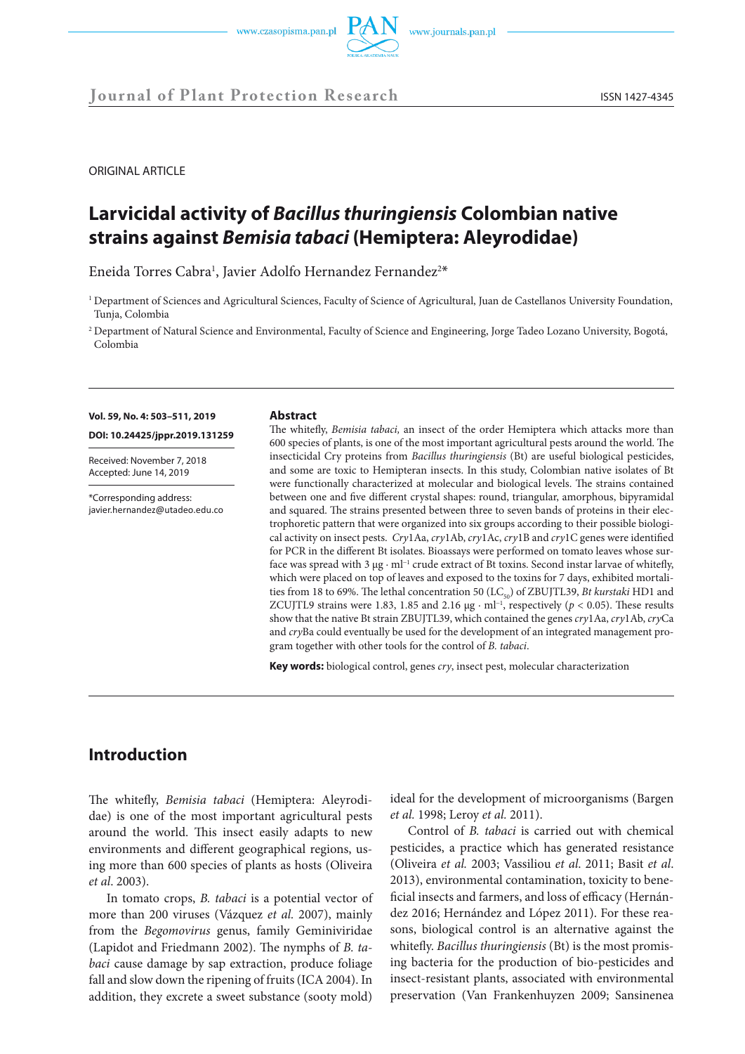ORIGINAL ARTICLE

# Larvicidal activity of *Bacillus thuringiensis* Colombian native strains against *Bemisia tabaci* (Hemiptera: Aleyrodidae)

Eneida Torres Cabra[1], Javier Adolfo Hernandez Fernandez[2]*

[1] Department of Sciences and Agricultural Sciences, Faculty of Science of Agricultural, Juan de Castellanos University Foundation, Tunja, Colombia

[2] Department of Natural Science and Environmental, Faculty of Science and Engineering, Jorge Tadeo Lozano University, Bogotá, Colombia

**Vol. 59, No. 4: 503–511, 2019**

**DOI: 10.24425/jppr.2019.131259**

Received: November 7, 2018
Accepted: June 14, 2019

*Corresponding address:
javier.hernandez@utadeo.edu.co

## Abstract

The whitefly, *Bemisia tabaci,* an insect of the order Hemiptera which attacks more than 600 species of plants, is one of the most important agricultural pests around the world. The insecticidal Cry proteins from *Bacillus thuringiensis* (Bt) are useful biological pesticides, and some are toxic to Hemipteran insects. In this study, Colombian native isolates of Bt were functionally characterized at molecular and biological levels. The strains contained between one and five different crystal shapes: round, triangular, amorphous, bipyramidal and squared. The strains presented between three to seven bands of proteins in their electrophoretic pattern that were organized into six groups according to their possible biological activity on insect pests. *Cry*1Aa, *cry*1Ab, *cry*1Ac, *cry*1B and *cry*1C genes were identified for PCR in the different Bt isolates. Bioassays were performed on tomato leaves whose surface was spread with 3 µg · ml$^{-1}$ crude extract of Bt toxins. Second instar larvae of whitefly, which were placed on top of leaves and exposed to the toxins for 7 days, exhibited mortalities from 18 to 69%. The lethal concentration 50 ($LC_{50}$) of ZBUJTL39, *Bt kurstaki* HD1 and ZCUJTL9 strains were 1.83, 1.85 and 2.16 µg · ml$^{-1}$, respectively ($p < 0.05$). These results show that the native Bt strain ZBUJTL39, which contained the genes *cry*1Aa, *cry*1Ab, *cry*Ca and *cry*Ba could eventually be used for the development of an integrated management program together with other tools for the control of *B. tabaci*.

**Key words:** biological control, genes *cry*, insect pest, molecular characterization

## Introduction

The whitefly, *Bemisia tabaci* (Hemiptera: Aleyrodidae) is one of the most important agricultural pests around the world. This insect easily adapts to new environments and different geographical regions, using more than 600 species of plants as hosts (Oliveira *et al*. 2003).

In tomato crops, *B. tabaci* is a potential vector of more than 200 viruses (Vázquez *et al.* 2007), mainly from the *Begomovirus* genus, family Geminiviridae (Lapidot and Friedmann 2002). The nymphs of *B. tabaci* cause damage by sap extraction, produce foliage fall and slow down the ripening of fruits (ICA 2004). In addition, they excrete a sweet substance (sooty mold) ideal for the development of microorganisms (Bargen *et al.* 1998; Leroy *et al.* 2011).

Control of *B. tabaci* is carried out with chemical pesticides, a practice which has generated resistance (Oliveira *et al.* 2003; Vassiliou *et al*. 2011; Basit *et al*. 2013), environmental contamination, toxicity to beneficial insects and farmers, and loss of efficacy (Hernández 2016; Hernández and López 2011). For these reasons, biological control is an alternative against the whitefly. *Bacillus thuringiensis* (Bt) is the most promising bacteria for the production of bio-pesticides and insect-resistant plants, associated with environmental preservation (Van Frankenhuyzen 2009; Sansinenea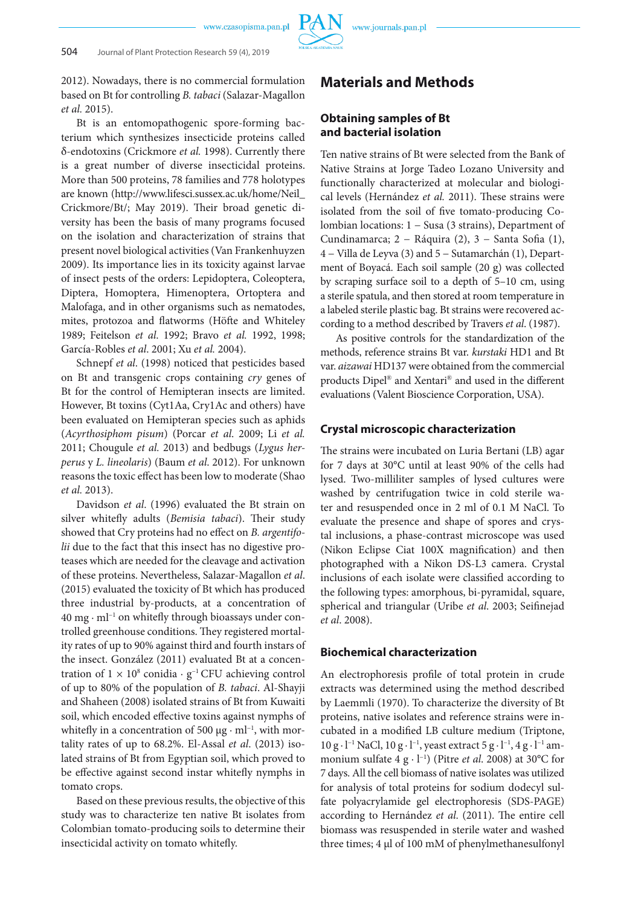2012). Nowadays, there is no commercial formulation based on Bt for controlling *B. tabaci* (Salazar-Magallon *et al.* 2015).

Bt is an entomopathogenic spore-forming bacterium which synthesizes insecticide proteins called δ-endotoxins (Crickmore *et al.* 1998). Currently there is a great number of diverse insecticidal proteins. More than 500 proteins, 78 families and 778 holotypes are known (http://www.lifesci.sussex.ac.uk/home/Neil_Crickmore/Bt/; May 2019). Their broad genetic diversity has been the basis of many programs focused on the isolation and characterization of strains that present novel biological activities (Van Frankenhuyzen 2009). Its importance lies in its toxicity against larvae of insect pests of the orders: Lepidoptera, Coleoptera, Diptera, Homoptera, Himenoptera, Ortoptera and Malofaga, and in other organisms such as nematodes, mites, protozoa and flatworms (Höfte and Whiteley 1989; Feitelson *et al.* 1992; Bravo *et al.* 1992, 1998; García-Robles *et al*. 2001; Xu *et al.* 2004).

Schnepf *et al*. (1998) noticed that pesticides based on Bt and transgenic crops containing *cry* genes of Bt for the control of Hemipteran insects are limited. However, Bt toxins (Cyt1Aa, Cry1Ac and others) have been evaluated on Hemipteran species such as aphids (*Acyrthosiphom pisum*) (Porcar *et al.* 2009; Li *et al.* 2011; Chougule *et al.* 2013) and bedbugs (*Lygus herperus* y *L. lineolaris*) (Baum *et al.* 2012). For unknown reasons the toxic effect has been low to moderate (Shao *et al.* 2013).

Davidson *et al*. (1996) evaluated the Bt strain on silver whitefly adults (*Bemisia tabaci*). Their study showed that Cry proteins had no effect on *B. argentifolii* due to the fact that this insect has no digestive proteases which are needed for the cleavage and activation of these proteins. Nevertheless, Salazar-Magallon *et al*. (2015) evaluated the toxicity of Bt which has produced three industrial by-products, at a concentration of 40 mg · ml$^{-1}$ on whitefly through bioassays under controlled greenhouse conditions. They registered mortality rates of up to 90% against third and fourth instars of the insect. González (2011) evaluated Bt at a concentration of $1 \times 10^8$ conidia · g$^{-1}$ CFU achieving control of up to 80% of the population of *B. tabaci*. Al-Shayji and Shaheen (2008) isolated strains of Bt from Kuwaiti soil, which encoded effective toxins against nymphs of whitefly in a concentration of 500 µg · ml$^{-1}$, with mortality rates of up to 68.2%. El-Assal *et al.* (2013) isolated strains of Bt from Egyptian soil, which proved to be effective against second instar whitefly nymphs in tomato crops.

Based on these previous results, the objective of this study was to characterize ten native Bt isolates from Colombian tomato-producing soils to determine their insecticidal activity on tomato whitefly.

## Materials and Methods

### Obtaining samples of Bt and bacterial isolation

Ten native strains of Bt were selected from the Bank of Native Strains at Jorge Tadeo Lozano University and functionally characterized at molecular and biological levels (Hernández *et al.* 2011). These strains were isolated from the soil of five tomato-producing Colombian locations: 1 – Susa (3 strains), Department of Cundinamarca; 2 – Ráquira (2), 3 – Santa Sofia (1), 4 – Villa de Leyva (3) and 5 – Sutamarchán (1), Department of Boyacá. Each soil sample (20 g) was collected by scraping surface soil to a depth of 5–10 cm, using a sterile spatula, and then stored at room temperature in a labeled sterile plastic bag. Bt strains were recovered according to a method described by Travers *et al*. (1987).

As positive controls for the standardization of the methods, reference strains Bt var. *kurstaki* HD1 and Bt var. *aizawai* HD137 were obtained from the commercial products Dipel® and Xentari® and used in the different evaluations (Valent Bioscience Corporation, USA).

### Crystal microscopic characterization

The strains were incubated on Luria Bertani (LB) agar for 7 days at 30°C until at least 90% of the cells had lysed. Two-milliliter samples of lysed cultures were washed by centrifugation twice in cold sterile water and resuspended once in 2 ml of 0.1 M NaCl. To evaluate the presence and shape of spores and crystal inclusions, a phase-contrast microscope was used (Nikon Eclipse Ciat 100X magnification) and then photographed with a Nikon DS-L3 camera. Crystal inclusions of each isolate were classified according to the following types: amorphous, bi-pyramidal, square, spherical and triangular (Uribe *et al.* 2003; Seifinejad *et al*. 2008).

### Biochemical characterization

An electrophoresis profile of total protein in crude extracts was determined using the method described by Laemmli (1970). To characterize the diversity of Bt proteins, native isolates and reference strains were incubated in a modified LB culture medium (Triptone, 10 g · l$^{-1}$ NaCl, 10 g · l$^{-1}$, yeast extract 5 g · l$^{-1}$, 4 g · l$^{-1}$ ammonium sulfate 4 g · l$^{-1}$) (Pitre *et al.* 2008) at 30°C for 7 days. All the cell biomass of native isolates was utilized for analysis of total proteins for sodium dodecyl sulfate polyacrylamide gel electrophoresis (SDS-PAGE) according to Hernández *et al.* (2011). The entire cell biomass was resuspended in sterile water and washed three times; 4 µl of 100 mM of phenylmethanesulfonyl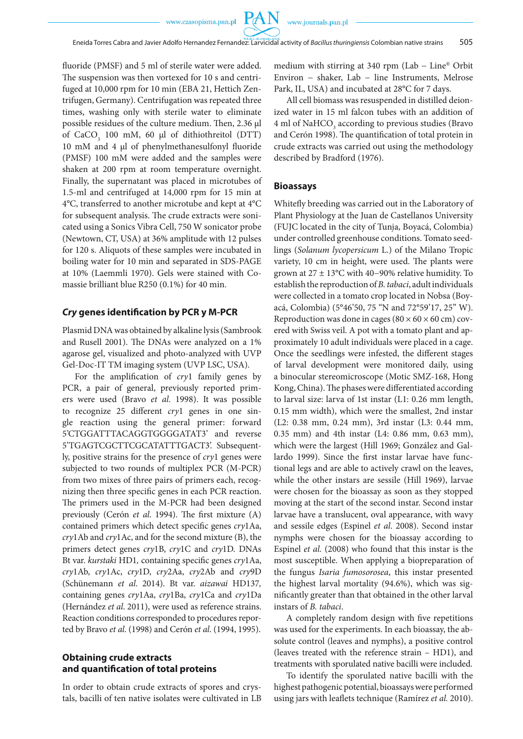fluoride (PMSF) and 5 ml of sterile water were added. The suspension was then vortexed for 10 s and centrifuged at 10,000 rpm for 10 min (EBA 21, Hettich Zentrifugen, Germany). Centrifugation was repeated three times, washing only with sterile water to eliminate possible residues of the culture medium. Then, 2.36 µl of $CaCO_3$ 100 mM, 60 µl of dithiothreitol (DTT) 10 mM and 4 µl of phenylmethanesulfonyl fluoride (PMSF) 100 mM were added and the samples were shaken at 200 rpm at room temperature overnight. Finally, the supernatant was placed in microtubes of 1.5-ml and centrifuged at 14,000 rpm for 15 min at 4°C, transferred to another microtube and kept at 4°C for subsequent analysis. The crude extracts were sonicated using a Sonics Vibra Cell, 750 W sonicator probe (Newtown, CT, USA) at 36% amplitude with 12 pulses for 120 s. Aliquots of these samples were incubated in boiling water for 10 min and separated in SDS-PAGE at 10% (Laemmli 1970). Gels were stained with Comassie brilliant blue R250 (0.1%) for 40 min.

## *Cry* genes identification by PCR y M-PCR

Plasmid DNA was obtained by alkaline lysis (Sambrook and Rusell 2001). The DNAs were analyzed on a 1% agarose gel, visualized and photo-analyzed with UVP Gel-Doc-IT TM imaging system (UVP LSC, USA).

For the amplification of *cry*1 family genes by PCR, a pair of general, previously reported primers were used (Bravo *et al*. 1998). It was possible to recognize 25 different *cry*1 genes in one single reaction using the general primer: forward 5'CTGGATTTACAGGTGGGGATAT3' and reverse 5'TGAGTCGCTTCGCATATTTGACT3'. Subsequently, positive strains for the presence of *cry*1 genes were subjected to two rounds of multiplex PCR (M-PCR) from two mixes of three pairs of primers each, recognizing then three specific genes in each PCR reaction. The primers used in the M-PCR had been designed previously (Cerón *et al*. 1994). The first mixture (A) contained primers which detect specific genes *cry*1Aa, *cry*1Ab and *cry*1Ac, and for the second mixture (B), the primers detect genes *cry*1B, *cry*1C and *cry*1D. DNAs Bt var. *kurstaki* HD1, containing specific genes *cry*1Aa, *cry*1Ab, *cry*1Ac, *cry*1D, *cry*2Aa, *cry*2Ab and *cry*9D (Schünemann *et al*. 2014). Bt var. *aizawai* HD137, containing genes *cry*1Aa, *cry*1Ba, *cry*1Ca and *cry*1Da (Hernández *et al*. 2011), were used as reference strains. Reaction conditions corresponded to procedures reported by Bravo *et al*. (1998) and Cerón *et al*. (1994, 1995).

## Obtaining crude extracts and quantification of total proteins

In order to obtain crude extracts of spores and crystals, bacilli of ten native isolates were cultivated in LB medium with stirring at 340 rpm (Lab – Line® Orbit Environ – shaker, Lab – line Instruments, Melrose Park, IL, USA) and incubated at 28°C for 7 days.

All cell biomass was resuspended in distilled deionized water in 15 ml falcon tubes with an addition of 4 ml of $NaHCO_3$ according to previous studies (Bravo and Cerón 1998). The quantification of total protein in crude extracts was carried out using the methodology described by Bradford (1976).

## Bioassays

Whitefly breeding was carried out in the Laboratory of Plant Physiology at the Juan de Castellanos University (FUJC located in the city of Tunja, Boyacá, Colombia) under controlled greenhouse conditions. Tomato seedlings (*Solanum lycopersicum* L.) of the Milano Tropic variety, 10 cm in height, were used. The plants were grown at 27 ± 13°C with 40–90% relative humidity. To establish the reproduction of *B. tabaci*, adult individuals were collected in a tomato crop located in Nobsa (Boyacá, Colombia) (5°46'50, 75 "N and 72°59'17, 25" W). Reproduction was done in cages (80 × 60 × 60 cm) covered with Swiss veil. A pot with a tomato plant and approximately 10 adult individuals were placed in a cage. Once the seedlings were infested, the different stages of larval development were monitored daily, using a binocular stereomicroscope (Motic SMZ-168, Hong Kong, China). The phases were differentiated according to larval size: larva of 1st instar (L1: 0.26 mm length, 0.15 mm width), which were the smallest, 2nd instar (L2: 0.38 mm, 0.24 mm), 3rd instar (L3: 0.44 mm, 0.35 mm) and 4th instar (L4: 0.86 mm, 0.63 mm), which were the largest (Hill 1969; González and Gallardo 1999). Since the first instar larvae have functional legs and are able to actively crawl on the leaves, while the other instars are sessile (Hill 1969), larvae were chosen for the bioassay as soon as they stopped moving at the start of the second instar. Second instar larvae have a translucent, oval appearance, with wavy and sessile edges (Espinel *et al*. 2008). Second instar nymphs were chosen for the bioassay according to Espinel *et al.* (2008) who found that this instar is the most susceptible. When applying a biopreparation of the fungus *Isaria fumosorosea*, this instar presented the highest larval mortality (94.6%), which was significantly greater than that obtained in the other larval instars of *B. tabaci*.

A completely random design with five repetitions was used for the experiments. In each bioassay, the absolute control (leaves and nymphs), a positive control (leaves treated with the reference strain – HD1), and treatments with sporulated native bacilli were included.

To identify the sporulated native bacilli with the highest pathogenic potential, bioassays were performed using jars with leaflets technique (Ramírez *et al.* 2010).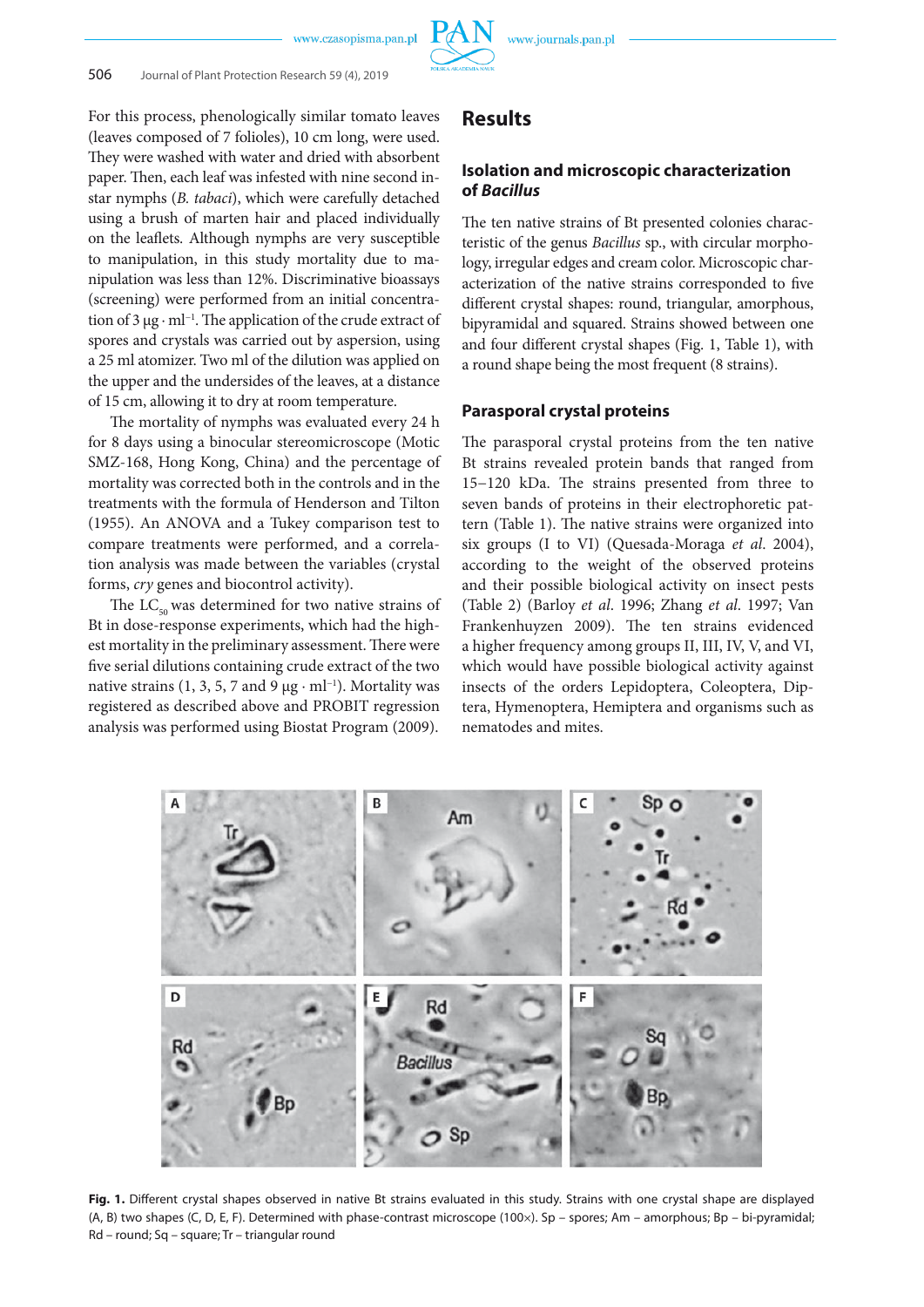For this process, phenologically similar tomato leaves (leaves composed of 7 folioles), 10 cm long, were used. They were washed with water and dried with absorbent paper. Then, each leaf was infested with nine second instar nymphs (*B. tabaci*), which were carefully detached using a brush of marten hair and placed individually on the leaflets. Although nymphs are very susceptible to manipulation, in this study mortality due to manipulation was less than 12%. Discriminative bioassays (screening) were performed from an initial concentration of 3 μg · ml$^{-1}$. The application of the crude extract of spores and crystals was carried out by aspersion, using a 25 ml atomizer. Two ml of the dilution was applied on the upper and the undersides of the leaves, at a distance of 15 cm, allowing it to dry at room temperature.

The mortality of nymphs was evaluated every 24 h for 8 days using a binocular stereomicroscope (Motic SMZ-168, Hong Kong, China) and the percentage of mortality was corrected both in the controls and in the treatments with the formula of Henderson and Tilton (1955). An ANOVA and a Tukey comparison test to compare treatments were performed, and a correlation analysis was made between the variables (crystal forms, *cry* genes and biocontrol activity).

The $LC_{50}$ was determined for two native strains of Bt in dose-response experiments, which had the highest mortality in the preliminary assessment. There were five serial dilutions containing crude extract of the two native strains (1, 3, 5, 7 and 9 μg · ml$^{-1}$). Mortality was registered as described above and PROBIT regression analysis was performed using Biostat Program (2009).

## Results

### Isolation and microscopic characterization of *Bacillus*

The ten native strains of Bt presented colonies characteristic of the genus *Bacillus* sp., with circular morphology, irregular edges and cream color. Microscopic characterization of the native strains corresponded to five different crystal shapes: round, triangular, amorphous, bipyramidal and squared. Strains showed between one and four different crystal shapes (Fig. 1, Table 1), with a round shape being the most frequent (8 strains).

### Parasporal crystal proteins

The parasporal crystal proteins from the ten native Bt strains revealed protein bands that ranged from 15–120 kDa. The strains presented from three to seven bands of proteins in their electrophoretic pattern (Table 1). The native strains were organized into six groups (I to VI) (Quesada-Moraga *et al*. 2004), according to the weight of the observed proteins and their possible biological activity on insect pests (Table 2) (Barloy *et al*. 1996; Zhang *et al*. 1997; Van Frankenhuyzen 2009). The ten strains evidenced a higher frequency among groups II, III, IV, V, and VI, which would have possible biological activity against insects of the orders Lepidoptera, Coleoptera, Diptera, Hymenoptera, Hemiptera and organisms such as nematodes and mites.

**Fig. 1.** Different crystal shapes observed in native Bt strains evaluated in this study. Strains with one crystal shape are displayed (A, B) two shapes (C, D, E, F). Determined with phase-contrast microscope (100×). Sp – spores; Am – amorphous; Bp – bi-pyramidal; Rd – round; Sq – square; Tr – triangular round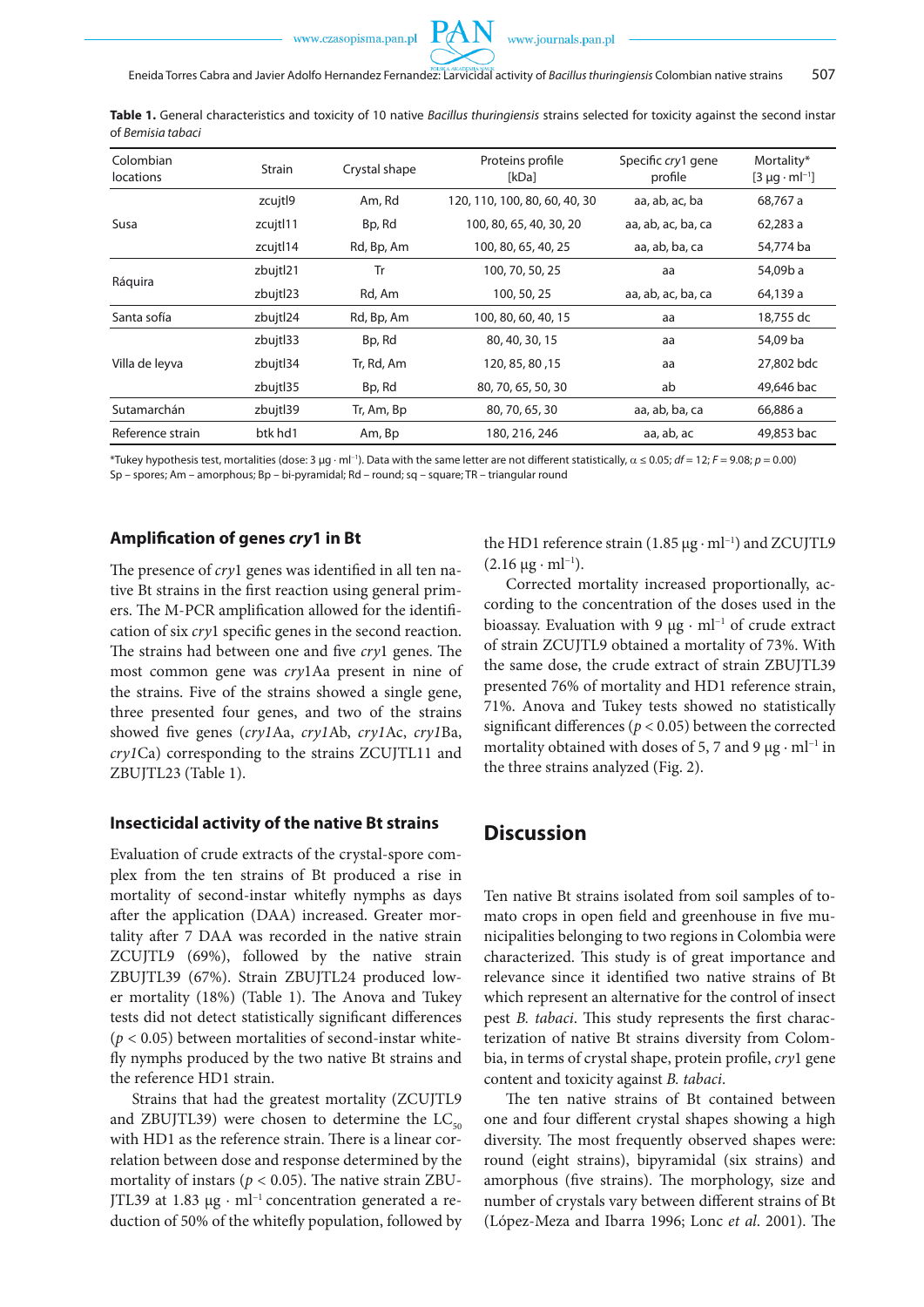**Table 1.** General characteristics and toxicity of 10 native *Bacillus thuringiensis* strains selected for toxicity against the second instar of *Bemisia tabaci*

| Colombian locations | Strain | Crystal shape | Proteins profile [kDa] | Specific *cry*1 gene profile | Mortality* [3 µg · ml⁻¹] |
|---|---|---|---|---|---|
| Susa | zcujtl9 | Am, Rd | 120, 110, 100, 80, 60, 40, 30 | aa, ab, ac, ba | 68,767 a |
| | zcujtl11 | Bp, Rd | 100, 80, 65, 40, 30, 20 | aa, ab, ac, ba, ca | 62,283 a |
| | zcujtl14 | Rd, Bp, Am | 100, 80, 65, 40, 25 | aa, ab, ba, ca | 54,774 ba |
| Ráquira | zbujtl21 | Tr | 100, 70, 50, 25 | aa | 54,09b a |
| | zbujtl23 | Rd, Am | 100, 50, 25 | aa, ab, ac, ba, ca | 64,139 a |
| Santa sofía | zbujtl24 | Rd, Bp, Am | 100, 80, 60, 40, 15 | aa | 18,755 dc |
| Villa de leyva | zbujtl33 | Bp, Rd | 80, 40, 30, 15 | aa | 54,09 ba |
| | zbujtl34 | Tr, Rd, Am | 120, 85, 80 ,15 | aa | 27,802 bdc |
| | zbujtl35 | Bp, Rd | 80, 70, 65, 50, 30 | ab | 49,646 bac |
| Sutamarchán | zbujtl39 | Tr, Am, Bp | 80, 70, 65, 30 | aa, ab, ba, ca | 66,886 a |
| Reference strain | btk hd1 | Am, Bp | 180, 216, 246 | aa, ab, ac | 49,853 bac |

*Tukey hypothesis test, mortalities (dose: 3 µg · ml⁻¹). Data with the same letter are not different statistically, $\alpha \leq 0.05$; $df = 12$; $F = 9.08$; $p = 0.00$)
Sp – spores; Am – amorphous; Bp – bi-pyramidal; Rd – round; sq – square; TR – triangular round

### Amplification of genes *cry*1 in Bt

The presence of *cry*1 genes was identified in all ten native Bt strains in the first reaction using general primers. The M-PCR amplification allowed for the identification of six *cry*1 specific genes in the second reaction. The strains had between one and five *cry*1 genes. The most common gene was *cry*1Aa present in nine of the strains. Five of the strains showed a single gene, three presented four genes, and two of the strains showed five genes (*cry1*Aa, *cry1*Ab, *cry1*Ac, *cry1*Ba, *cry1*Ca) corresponding to the strains ZCUJTL11 and ZBUJTL23 (Table 1).

### Insecticidal activity of the native Bt strains

Evaluation of crude extracts of the crystal-spore complex from the ten strains of Bt produced a rise in mortality of second-instar whitefly nymphs as days after the application (DAA) increased. Greater mortality after 7 DAA was recorded in the native strain ZCUJTL9 (69%), followed by the native strain ZBUJTL39 (67%). Strain ZBUJTL24 produced lower mortality (18%) (Table 1). The Anova and Tukey tests did not detect statistically significant differences ($p < 0.05$) between mortalities of second-instar whitefly nymphs produced by the two native Bt strains and the reference HD1 strain.

Strains that had the greatest mortality (ZCUJTL9 and ZBUJTL39) were chosen to determine the $LC_{50}$ with HD1 as the reference strain. There is a linear correlation between dose and response determined by the mortality of instars ($p < 0.05$). The native strain ZBUJTL39 at 1.83 µg · ml⁻¹ concentration generated a reduction of 50% of the whitefly population, followed by the HD1 reference strain (1.85 µg · ml⁻¹) and ZCUJTL9 (2.16 µg · ml⁻¹).

Corrected mortality increased proportionally, according to the concentration of the doses used in the bioassay. Evaluation with 9 µg · ml⁻¹ of crude extract of strain ZCUJTL9 obtained a mortality of 73%. With the same dose, the crude extract of strain ZBUJTL39 presented 76% of mortality and HD1 reference strain, 71%. Anova and Tukey tests showed no statistically significant differences ($p < 0.05$) between the corrected mortality obtained with doses of 5, 7 and 9 µg · ml⁻¹ in the three strains analyzed (Fig. 2).

## Discussion

Ten native Bt strains isolated from soil samples of tomato crops in open field and greenhouse in five municipalities belonging to two regions in Colombia were characterized. This study is of great importance and relevance since it identified two native strains of Bt which represent an alternative for the control of insect pest *B. tabaci*. This study represents the first characterization of native Bt strains diversity from Colombia, in terms of crystal shape, protein profile, *cry*1 gene content and toxicity against *B. tabaci*.

The ten native strains of Bt contained between one and four different crystal shapes showing a high diversity. The most frequently observed shapes were: round (eight strains), bipyramidal (six strains) and amorphous (five strains). The morphology, size and number of crystals vary between different strains of Bt (López-Meza and Ibarra 1996; Lonc *et al*. 2001). The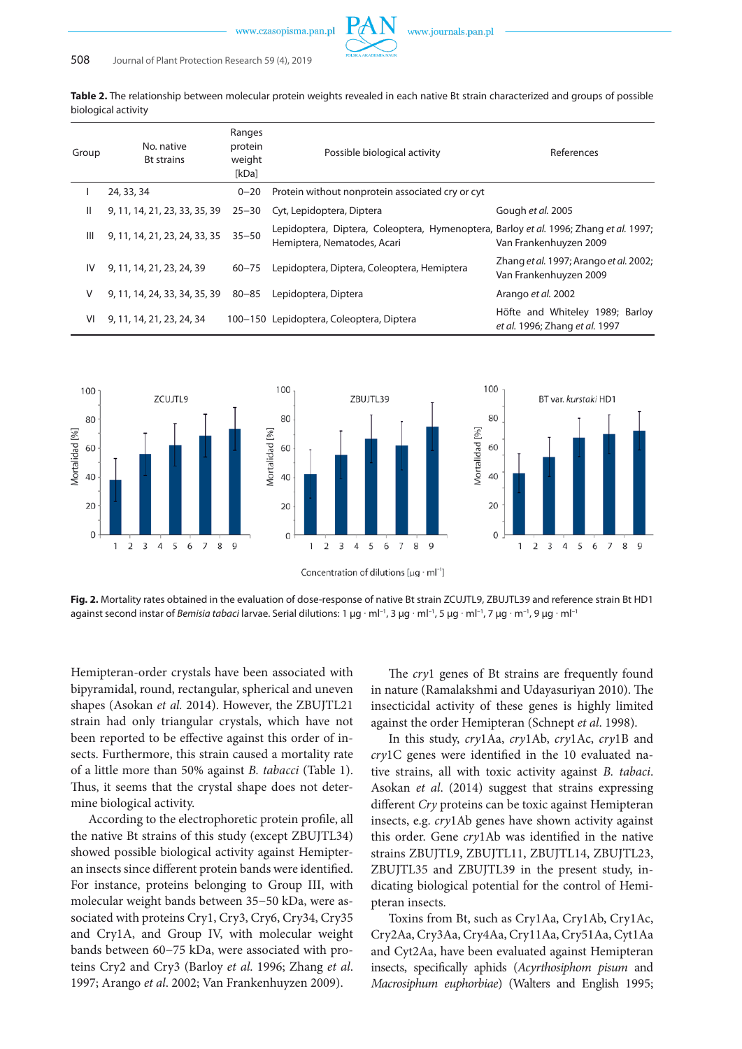**Table 2.** The relationship between molecular protein weights revealed in each native Bt strain characterized and groups of possible biological activity

| Group | No. native Bt strains | Ranges protein weight [kDa] | Possible biological activity | References |
|---|---|---|---|---|
| I | 24, 33, 34 | 0–20 | Protein without nonprotein associated cry or cyt | |
| II | 9, 11, 14, 21, 23, 33, 35, 39 | 25–30 | Cyt, Lepidoptera, Diptera | Gough *et al.* 2005 |
| III | 9, 11, 14, 21, 23, 24, 33, 35 | 35–50 | Lepidoptera, Diptera, Coleoptera, Hymenoptera, Hemiptera, Nematodes, Acari | Barloy *et al.* 1996; Zhang *et al.* 1997; Van Frankenhuyzen 2009 |
| IV | 9, 11, 14, 21, 23, 24, 39 | 60–75 | Lepidoptera, Diptera, Coleoptera, Hemiptera | Zhang *et al.* 1997; Arango *et al.* 2002; Van Frankenhuyzen 2009 |
| V | 9, 11, 14, 24, 33, 34, 35, 39 | 80–85 | Lepidoptera, Diptera | Arango *et al.* 2002 |
| VI | 9, 11, 14, 21, 23, 24, 34 | 100–150 | Lepidoptera, Coleoptera, Diptera | Höfte and Whiteley 1989; Barloy *et al.* 1996; Zhang *et al.* 1997 |

**Fig. 2.** Mortality rates obtained in the evaluation of dose-response of native Bt strain ZCUJTL9, ZBUJTL39 and reference strain Bt HD1 against second instar of *Bemisia tabaci* larvae. Serial dilutions: 1 μg · ml⁻¹, 3 μg · ml⁻¹, 5 μg · ml⁻¹, 7 μg · m⁻¹, 9 μg · ml⁻¹

Hemipteran-order crystals have been associated with bipyramidal, round, rectangular, spherical and uneven shapes (Asokan *et al.* 2014). However, the ZBUJTL21 strain had only triangular crystals, which have not been reported to be effective against this order of insects. Furthermore, this strain caused a mortality rate of a little more than 50% against *B. tabacci* (Table 1). Thus, it seems that the crystal shape does not determine biological activity.

According to the electrophoretic protein profile, all the native Bt strains of this study (except ZBUJTL34) showed possible biological activity against Hemipteran insects since different protein bands were identified. For instance, proteins belonging to Group III, with molecular weight bands between 35–50 kDa, were associated with proteins Cry1, Cry3, Cry6, Cry34, Cry35 and Cry1A, and Group IV, with molecular weight bands between 60–75 kDa, were associated with proteins Cry2 and Cry3 (Barloy *et al.* 1996; Zhang *et al.* 1997; Arango *et al*. 2002; Van Frankenhuyzen 2009).

The *cry*1 genes of Bt strains are frequently found in nature (Ramalakshmi and Udayasuriyan 2010). The insecticidal activity of these genes is highly limited against the order Hemipteran (Schnept *et al.* 1998).

In this study, *cry*1Aa, *cry*1Ab, *cry*1Ac, *cry*1B and *cry*1C genes were identified in the 10 evaluated native strains, all with toxic activity against *B. tabaci*. Asokan *et al.* (2014) suggest that strains expressing different *Cry* proteins can be toxic against Hemipteran insects, e.g. *cry*1Ab genes have shown activity against this order. Gene *cry*1Ab was identified in the native strains ZBUJTL9, ZBUJTL11, ZBUJTL14, ZBUJTL23, ZBUJTL35 and ZBUJTL39 in the present study, indicating biological potential for the control of Hemipteran insects.

Toxins from Bt, such as Cry1Aa, Cry1Ab, Cry1Ac, Cry2Aa, Cry3Aa, Cry4Aa, Cry11Aa, Cry51Aa, Cyt1Aa and Cyt2Aa, have been evaluated against Hemipteran insects, specifically aphids (*Acyrthosiphom pisum* and *Macrosiphum euphorbiae*) (Walters and English 1995;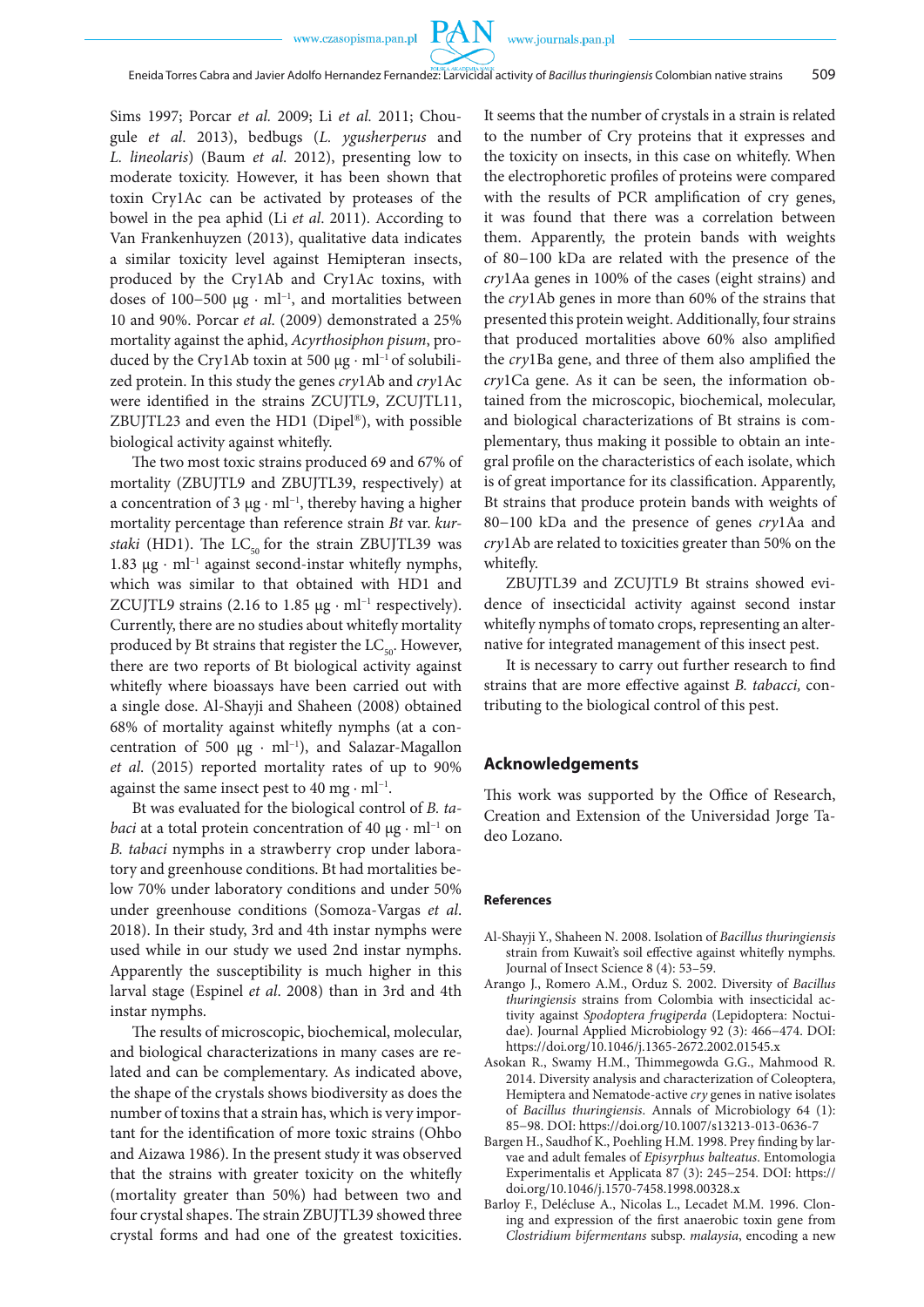Sims 1997; Porcar *et al.* 2009; Li *et al.* 2011; Chougule *et al.* 2013), bedbugs (*L. ygusherperus* and *L. lineolaris*) (Baum *et al.* 2012), presenting low to moderate toxicity. However, it has been shown that toxin Cry1Ac can be activated by proteases of the bowel in the pea aphid (Li *et al.* 2011). According to Van Frankenhuyzen (2013), qualitative data indicates a similar toxicity level against Hemipteran insects, produced by the Cry1Ab and Cry1Ac toxins, with doses of 100–500 µg · ml$^{-1}$, and mortalities between 10 and 90%. Porcar *et al.* (2009) demonstrated a 25% mortality against the aphid, *Acyrthosiphon pisum*, produced by the Cry1Ab toxin at 500 µg · ml$^{-1}$ of solubilized protein. In this study the genes *cry*1Ab and *cry*1Ac were identified in the strains ZCUJTL9, ZCUJTL11, ZBUJTL23 and even the HD1 (Dipel®), with possible biological activity against whitefly.

The two most toxic strains produced 69 and 67% of mortality (ZBUJTL9 and ZBUJTL39, respectively) at a concentration of 3 µg · ml$^{-1}$, thereby having a higher mortality percentage than reference strain *Bt* var. *kurstaki* (HD1). The $LC_{50}$ for the strain ZBUJTL39 was 1.83 µg · ml$^{-1}$ against second-instar whitefly nymphs, which was similar to that obtained with HD1 and ZCUJTL9 strains (2.16 to 1.85 µg · ml$^{-1}$ respectively). Currently, there are no studies about whitefly mortality produced by Bt strains that register the $LC_{50}$. However, there are two reports of Bt biological activity against whitefly where bioassays have been carried out with a single dose. Al-Shayji and Shaheen (2008) obtained 68% of mortality against whitefly nymphs (at a concentration of 500 µg · ml$^{-1}$), and Salazar-Magallon *et al.* (2015) reported mortality rates of up to 90% against the same insect pest to 40 mg · ml$^{-1}$.

Bt was evaluated for the biological control of *B. tabaci* at a total protein concentration of 40 µg · ml$^{-1}$ on *B. tabaci* nymphs in a strawberry crop under laboratory and greenhouse conditions. Bt had mortalities below 70% under laboratory conditions and under 50% under greenhouse conditions (Somoza-Vargas *et al.* 2018). In their study, 3rd and 4th instar nymphs were used while in our study we used 2nd instar nymphs. Apparently the susceptibility is much higher in this larval stage (Espinel *et al.* 2008) than in 3rd and 4th instar nymphs.

The results of microscopic, biochemical, molecular, and biological characterizations in many cases are related and can be complementary. As indicated above, the shape of the crystals shows biodiversity as does the number of toxins that a strain has, which is very important for the identification of more toxic strains (Ohbo and Aizawa 1986). In the present study it was observed that the strains with greater toxicity on the whitefly (mortality greater than 50%) had between two and four crystal shapes. The strain ZBUJTL39 showed three crystal forms and had one of the greatest toxicities. It seems that the number of crystals in a strain is related to the number of Cry proteins that it expresses and the toxicity on insects, in this case on whitefly. When the electrophoretic profiles of proteins were compared with the results of PCR amplification of cry genes, it was found that there was a correlation between them. Apparently, the protein bands with weights of 80–100 kDa are related with the presence of the *cry*1Aa genes in 100% of the cases (eight strains) and the *cry*1Ab genes in more than 60% of the strains that presented this protein weight. Additionally, four strains that produced mortalities above 60% also amplified the *cry*1Ba gene, and three of them also amplified the *cry*1Ca gene. As it can be seen, the information obtained from the microscopic, biochemical, molecular, and biological characterizations of Bt strains is complementary, thus making it possible to obtain an integral profile on the characteristics of each isolate, which is of great importance for its classification. Apparently, Bt strains that produce protein bands with weights of 80–100 kDa and the presence of genes *cry*1Aa and *cry*1Ab are related to toxicities greater than 50% on the whitefly.

ZBUJTL39 and ZCUJTL9 Bt strains showed evidence of insecticidal activity against second instar whitefly nymphs of tomato crops, representing an alternative for integrated management of this insect pest.

It is necessary to carry out further research to find strains that are more effective against *B. tabacci,* contributing to the biological control of this pest.

## Acknowledgements

This work was supported by the Office of Research, Creation and Extension of the Universidad Jorge Tadeo Lozano.

### References

Al-Shayji Y., Shaheen N. 2008. Isolation of *Bacillus thuringiensis* strain from Kuwait's soil effective against whitefly nymphs. Journal of Insect Science 8 (4): 53–59.

Arango J., Romero A.M., Orduz S. 2002. Diversity of *Bacillus thuringiensis* strains from Colombia with insecticidal activity against *Spodoptera frugiperda* (Lepidoptera: Noctuidae). Journal Applied Microbiology 92 (3): 466–474. DOI: https://doi.org/10.1046/j.1365-2672.2002.01545.x

Asokan R., Swamy H.M., Thimmegowda G.G., Mahmood R. 2014. Diversity analysis and characterization of Coleoptera, Hemiptera and Nematode-active *cry* genes in native isolates of *Bacillus thuringiensis*. Annals of Microbiology 64 (1): 85–98. DOI: https://doi.org/10.1007/s13213-013-0636-7

Bargen H., Saudhof K., Poehling H.M. 1998. Prey finding by larvae and adult females of *Episyrphus balteatus*. Entomologia Experimentalis et Applicata 87 (3): 245–254. DOI: https://doi.org/10.1046/j.1570-7458.1998.00328.x

Barloy F., Delécluse A., Nicolas L., Lecadet M.M. 1996. Cloning and expression of the first anaerobic toxin gene from *Clostridium bifermentans* subsp. *malaysia*, encoding a new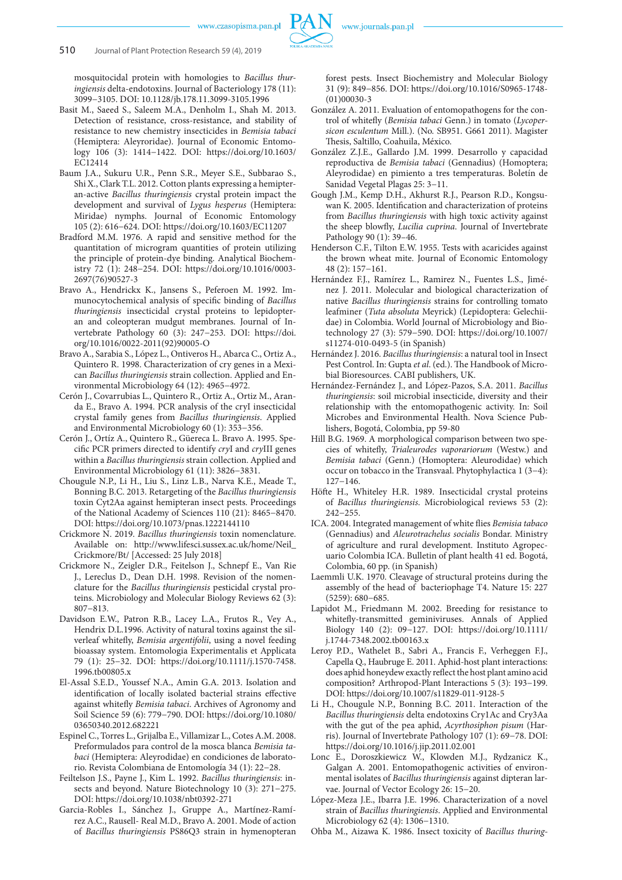mosquitocidal protein with homologies to *Bacillus thuringiensis* delta-endotoxins. Journal of Bacteriology 178 (11): 3099–3105. DOI: 10.1128/jb.178.11.3099-3105.1996

Basit M., Saeed S., Saleem M.A., Denholm I., Shah M. 2013. Detection of resistance, cross-resistance, and stability of resistance to new chemistry insecticides in *Bemisia tabaci* (Hemiptera: Aleyroridae). Journal of Economic Entomology 106 (3): 1414–1422. DOI: https://doi.org/10.1603/EC12414

Baum J.A., Sukuru U.R., Penn S.R., Meyer S.E., Subbarao S., Shi X., Clark T.L. 2012. Cotton plants expressing a hemipteran-active *Bacillus thuringiensis* crystal protein impact the development and survival of *Lygus hesperus* (Hemiptera: Miridae) nymphs. Journal of Economic Entomology 105 (2): 616–624. DOI: https://doi.org/10.1603/EC11207

Bradford M.M. 1976. A rapid and sensitive method for the quantitation of microgram quantities of protein utilizing the principle of protein-dye binding. Analytical Biochemistry 72 (1): 248–254. DOI: https://doi.org/10.1016/0003-2697(76)90527-3

Bravo A., Hendrickx K., Jansens S., Peferoen M. 1992. Immunocytochemical analysis of specific binding of *Bacillus thuringiensis* insecticidal crystal proteins to lepidopteran and coleopteran mudgut membranes. Journal of Invertebrate Pathology 60 (3): 247–253. DOI: https://doi.org/10.1016/0022-2011(92)90005-O

Bravo A., Sarabia S., López L., Ontiveros H., Abarca C., Ortiz A., Quintero R. 1998. Characterization of cry genes in a Mexican *Bacillus thuringiensis* strain collection. Applied and Environmental Microbiology 64 (12): 4965–4972.

Cerón J., Covarrubias L., Quintero R., Ortiz A., Ortiz M., Aranda E., Bravo A. 1994. PCR analysis of the cryI insecticidal crystal family genes from *Bacillus thuringiensis*. Applied and Environmental Microbiology 60 (1): 353–356.

Cerón J., Ortíz A., Quintero R., Güereca L. Bravo A. 1995. Specific PCR primers directed to identify *cry*I and *cry*III genes within a *Bacillus thuringiensis* strain collection. Applied and Environmental Microbiology 61 (11): 3826–3831.

Chougule N.P., Li H., Liu S., Linz L.B., Narva K.E., Meade T., Bonning B.C. 2013. Retargeting of the *Bacillus thuringiensis* toxin Cyt2Aa against hemipteran insect pests. Proceedings of the National Academy of Sciences 110 (21): 8465–8470. DOI: https://doi.org/10.1073/pnas.1222144110

Crickmore N. 2019. *Bacillus thuringiensis* toxin nomenclature. Available on: http://www.lifesci.sussex.ac.uk/home/Neil_Crickmore/Bt/ [Accessed: 25 July 2018]

Crickmore N., Zeigler D.R., Feitelson J., Schnepf E., Van Rie J., Lereclus D., Dean D.H. 1998. Revision of the nomenclature for the *Bacillus thuringiensis* pesticidal crystal proteins. Microbiology and Molecular Biology Reviews 62 (3): 807–813.

Davidson E.W., Patron R.B., Lacey L.A., Frutos R., Vey A., Hendrix D.L.1996. Activity of natural toxins against the silverleaf whitefly, *Bemisia argentifolii*, using a novel feeding bioassay system. Entomologia Experimentalis et Applicata 79 (1): 25–32. DOI: https://doi.org/10.1111/j.1570-7458.1996.tb00805.x

El-Assal S.E.D., Youssef N.A., Amin G.A. 2013. Isolation and identification of locally isolated bacterial strains effective against whitefly *Bemisia tabaci*. Archives of Agronomy and Soil Science 59 (6): 779–790. DOI: https://doi.org/10.1080/03650340.2012.682221

Espinel C., Torres L., Grijalba E., Villamizar L., Cotes A.M. 2008. Preformulados para control de la mosca blanca *Bemisia tabaci* (Hemiptera: Aleyrodidae) en condiciones de laboratorio. Revista Colombiana de Entomología 34 (1): 22–28.

Feitelson J.S., Payne J., Kim L. 1992. *Bacillus thuringiensis*: insects and beyond. Nature Biotechnology 10 (3): 271–275. DOI: https://doi.org/10.1038/nbt0392-271

Garcia-Robles I., Sánchez J., Gruppe A., Martínez-Ramírez A.C., Rausell- Real M.D., Bravo A. 2001. Mode of action of *Bacillus thuringiensis* PS86Q3 strain in hymenopteran forest pests. Insect Biochemistry and Molecular Biology 31 (9): 849–856. DOI: https://doi.org/10.1016/S0965-1748-(01)00030-3

González A. 2011. Evaluation of entomopathogens for the control of whitefly (*Bemisia tabaci* Genn.) in tomato (*Lycopersicon esculentum* Mill.). (No. SB951. G661 2011). Magister Thesis, Saltillo, Coahuila, México.

González Z.J.E., Gallardo J.M. 1999. Desarrollo y capacidad reproductiva de *Bemisia tabaci* (Gennadius) (Homoptera; Aleyrodidae) en pimiento a tres temperaturas. Boletín de Sanidad Vegetal Plagas 25: 3–11.

Gough J.M., Kemp D.H., Akhurst R.J., Pearson R.D., Kongsuwan K. 2005. Identification and characterization of proteins from *Bacillus thuringiensis* with high toxic activity against the sheep blowfly, *Lucilia cuprina*. Journal of Invertebrate Pathology 90 (1): 39–46.

Henderson C.F., Tilton E.W. 1955. Tests with acaricides against the brown wheat mite. Journal of Economic Entomology 48 (2): 157–161.

Hernández F.J., Ramírez L., Ramirez N., Fuentes L.S., Jiménez J. 2011. Molecular and biological characterization of native *Bacillus thuringiensis* strains for controlling tomato leafminer (*Tuta absoluta* Meyrick) (Lepidoptera: Gelechiidae) in Colombia. World Journal of Microbiology and Biotechnology 27 (3): 579–590. DOI: https://doi.org/10.1007/s11274-010-0493-5 (in Spanish)

Hernández J. 2016. *Bacillus thuringiensis*: a natural tool in Insect Pest Control. In: Gupta *et al.* (ed.). The Handbook of Microbial Bioresources. CABI publishers, UK.

Hernández-Fernández J., and López-Pazos, S.A. 2011. *Bacillus thuringiensis*: soil microbial insecticide, diversity and their relationship with the entomopathogenic activity. In: Soil Microbes and Environmental Health. Nova Science Publishers, Bogotá, Colombia, pp 59-80

Hill B.G. 1969. A morphological comparison between two species of whitefly, *Trialeurodes vaporariorum* (Westw.) and *Bemisia tabaci* (Genn.) (Homoptera: Aleurodidae) which occur on tobacco in the Transvaal. Phytophylactica 1 (3–4): 127–146.

Höfte H., Whiteley H.R. 1989. Insecticidal crystal proteins of *Bacillus thuringiensis*. Microbiological reviews 53 (2): 242–255.

ICA. 2004. Integrated management of white flies *Bemisia tabaco* (Gennadius) and *Aleurotrachelus socialis* Bondar. Ministry of agriculture and rural development. Instituto Agropecuario Colombia ICA. Bulletin of plant health 41 ed. Bogotá, Colombia, 60 pp. (in Spanish)

Laemmli U.K. 1970. Cleavage of structural proteins during the assembly of the head of bacteriophage T4. Nature 15: 227 (5259): 680–685.

Lapidot M., Friedmann M. 2002. Breeding for resistance to whitefly-transmitted geminiviruses. Annals of Applied Biology 140 (2): 09–127. DOI: https://doi.org/10.1111/j.1744-7348.2002.tb00163.x

Leroy P.D., Wathelet B., Sabri A., Francis F., Verheggen F.J., Capella Q., Haubruge E. 2011. Aphid-host plant interactions: does aphid honeydew exactly reflect the host plant amino acid composition? Arthropod-Plant Interactions 5 (3): 193–199. DOI: https://doi.org/10.1007/s11829-011-9128-5

Li H., Chougule N.P., Bonning B.C. 2011. Interaction of the *Bacillus thuringiensis* delta endotoxins Cry1Ac and Cry3Aa with the gut of the pea aphid, *Acyrthosiphon pisum* (Harris). Journal of Invertebrate Pathology 107 (1): 69–78. DOI: https://doi.org/10.1016/j.jip.2011.02.001

Lonc E., Doroszkiewicz W., Klowden M.J., Rydzanicz K., Galgan A. 2001. Entomopathogenic activities of environmental isolates of *Bacillus thuringiensis* against dipteran larvae. Journal of Vector Ecology 26: 15–20.

López-Meza J.E., Ibarra J.E. 1996. Characterization of a novel strain of *Bacillus thuringiensis*. Applied and Environmental Microbiology 62 (4): 1306–1310.

Ohba M., Aizawa K. 1986. Insect toxicity of *Bacillus thuring-*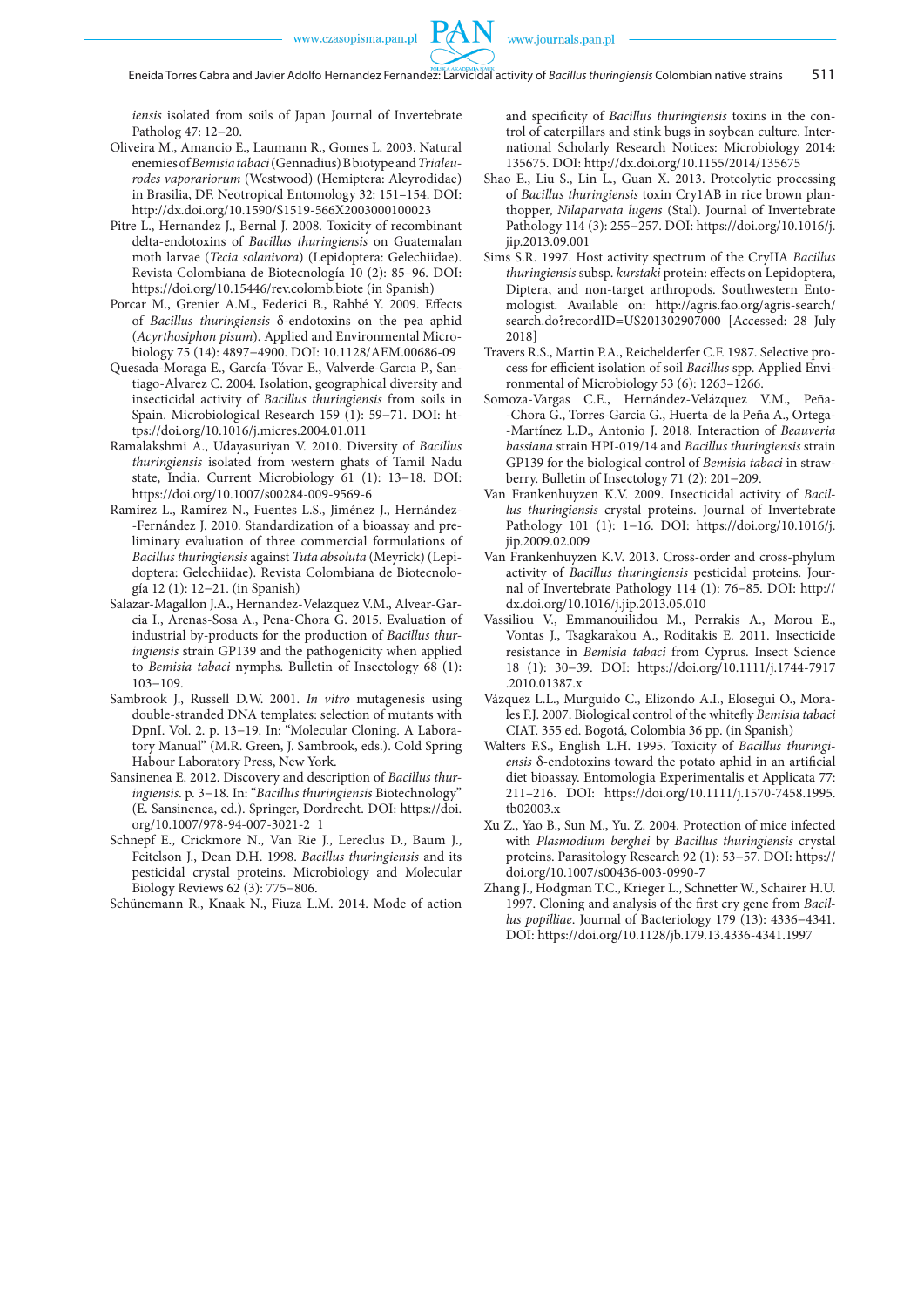*iensis* isolated from soils of Japan Journal of Invertebrate Patholog 47: 12–20.

Oliveira M., Amancio E., Laumann R., Gomes L. 2003. Natural enemies of *Bemisia tabaci* (Gennadius) B biotype and *Trialeurodes vaporariorum* (Westwood) (Hemiptera: Aleyrodidae) in Brasilia, DF. Neotropical Entomology 32: 151–154. DOI: http://dx.doi.org/10.1590/S1519-566X2003000100023

Pitre L., Hernandez J., Bernal J. 2008. Toxicity of recombinant delta-endotoxins of *Bacillus thuringiensis* on Guatemalan moth larvae (*Tecia solanivora*) (Lepidoptera: Gelechiidae). Revista Colombiana de Biotecnología 10 (2): 85–96. DOI: https://doi.org/10.15446/rev.colomb.biote (in Spanish)

Porcar M., Grenier A.M., Federici B., Rahbé Y. 2009. Effects of *Bacillus thuringiensis* δ-endotoxins on the pea aphid (*Acyrthosiphon pisum*). Applied and Environmental Microbiology 75 (14): 4897–4900. DOI: 10.1128/AEM.00686-09

Quesada-Moraga E., García-Tóvar E., Valverde-Garcıa P., Santiago-Alvarez C. 2004. Isolation, geographical diversity and insecticidal activity of *Bacillus thuringiensis* from soils in Spain. Microbiological Research 159 (1): 59–71. DOI: https://doi.org/10.1016/j.micres.2004.01.011

Ramalakshmi A., Udayasuriyan V. 2010. Diversity of *Bacillus thuringiensis* isolated from western ghats of Tamil Nadu state, India. Current Microbiology 61 (1): 13–18. DOI: https://doi.org/10.1007/s00284-009-9569-6

Ramírez L., Ramírez N., Fuentes L.S., Jiménez J., Hernández-Fernández J. 2010. Standardization of a bioassay and preliminary evaluation of three commercial formulations of *Bacillus thuringiensis* against *Tuta absoluta* (Meyrick) (Lepidoptera: Gelechiidae). Revista Colombiana de Biotecnología 12 (1): 12–21. (in Spanish)

Salazar-Magallon J.A., Hernandez-Velazquez V.M., Alvear-Garcia I., Arenas-Sosa A., Pena-Chora G. 2015. Evaluation of industrial by-products for the production of *Bacillus thuringiensis* strain GP139 and the pathogenicity when applied to *Bemisia tabaci* nymphs. Bulletin of Insectology 68 (1): 103–109.

Sambrook J., Russell D.W. 2001. *In vitro* mutagenesis using double-stranded DNA templates: selection of mutants with DpnI. Vol. 2. p. 13–19. In: "Molecular Cloning. A Laboratory Manual" (M.R. Green, J. Sambrook, eds.). Cold Spring Habour Laboratory Press, New York.

Sansinenea E. 2012. Discovery and description of *Bacillus thuringiensis*. p. 3–18. In: "*Bacillus thuringiensis* Biotechnology" (E. Sansinenea, ed.). Springer, Dordrecht. DOI: https://doi.org/10.1007/978-94-007-3021-2_1

Schnepf E., Crickmore N., Van Rie J., Lereclus D., Baum J., Feitelson J., Dean D.H. 1998. *Bacillus thuringiensis* and its pesticidal crystal proteins. Microbiology and Molecular Biology Reviews 62 (3): 775–806.

Schünemann R., Knaak N., Fiuza L.M. 2014. Mode of action and specificity of *Bacillus thuringiensis* toxins in the control of caterpillars and stink bugs in soybean culture. International Scholarly Research Notices: Microbiology 2014: 135675. DOI: http://dx.doi.org/10.1155/2014/135675

Shao E., Liu S., Lin L., Guan X. 2013. Proteolytic processing of *Bacillus thuringiensis* toxin Cry1AB in rice brown planthopper, *Nilaparvata lugens* (Stal). Journal of Invertebrate Pathology 114 (3): 255–257. DOI: https://doi.org/10.1016/j.jip.2013.09.001

Sims S.R. 1997. Host activity spectrum of the CryIIA *Bacillus thuringiensis* subsp. *kurstaki* protein: effects on Lepidoptera, Diptera, and non-target arthropods. Southwestern Entomologist. Available on: http://agris.fao.org/agris-search/search.do?recordID=US201302907000 [Accessed: 28 July 2018]

Travers R.S., Martin P.A., Reichelderfer C.F. 1987. Selective process for efficient isolation of soil *Bacillus* spp. Applied Environmental of Microbiology 53 (6): 1263–1266.

Somoza-Vargas C.E., Hernández-Velázquez V.M., Peña-Chora G., Torres-Garcia G., Huerta-de la Peña A., Ortega-Martínez L.D., Antonio J. 2018. Interaction of *Beauveria bassiana* strain HPI-019/14 and *Bacillus thuringiensis* strain GP139 for the biological control of *Bemisia tabaci* in strawberry. Bulletin of Insectology 71 (2): 201–209.

Van Frankenhuyzen K.V. 2009. Insecticidal activity of *Bacillus thuringiensis* crystal proteins. Journal of Invertebrate Pathology 101 (1): 1–16. DOI: https://doi.org/10.1016/j.jip.2009.02.009

Van Frankenhuyzen K.V. 2013. Cross-order and cross-phylum activity of *Bacillus thuringiensis* pesticidal proteins. Journal of Invertebrate Pathology 114 (1): 76–85. DOI: http://dx.doi.org/10.1016/j.jip.2013.05.010

Vassiliou V., Emmanouilidou M., Perrakis A., Morou E., Vontas J., Tsagkarakou A., Roditakis E. 2011. Insecticide resistance in *Bemisia tabaci* from Cyprus. Insect Science 18 (1): 30–39. DOI: https://doi.org/10.1111/j.1744-7917.2010.01387.x

Vázquez L.L., Murguido C., Elizondo A.I., Elosegui O., Morales F.J. 2007. Biological control of the whitefly *Bemisia tabaci* CIAT. 355 ed. Bogotá, Colombia 36 pp. (in Spanish)

Walters F.S., English L.H. 1995. Toxicity of *Bacillus thuringiensis* δ-endotoxins toward the potato aphid in an artificial diet bioassay. Entomologia Experimentalis et Applicata 77: 211–216. DOI: https://doi.org/10.1111/j.1570-7458.1995.tb02003.x

Xu Z., Yao B., Sun M., Yu. Z. 2004. Protection of mice infected with *Plasmodium berghei* by *Bacillus thuringiensis* crystal proteins. Parasitology Research 92 (1): 53–57. DOI: https://doi.org/10.1007/s00436-003-0990-7

Zhang J., Hodgman T.C., Krieger L., Schnetter W., Schairer H.U. 1997. Cloning and analysis of the first cry gene from *Bacillus popilliae*. Journal of Bacteriology 179 (13): 4336–4341. DOI: https://doi.org/10.1128/jb.179.13.4336-4341.1997